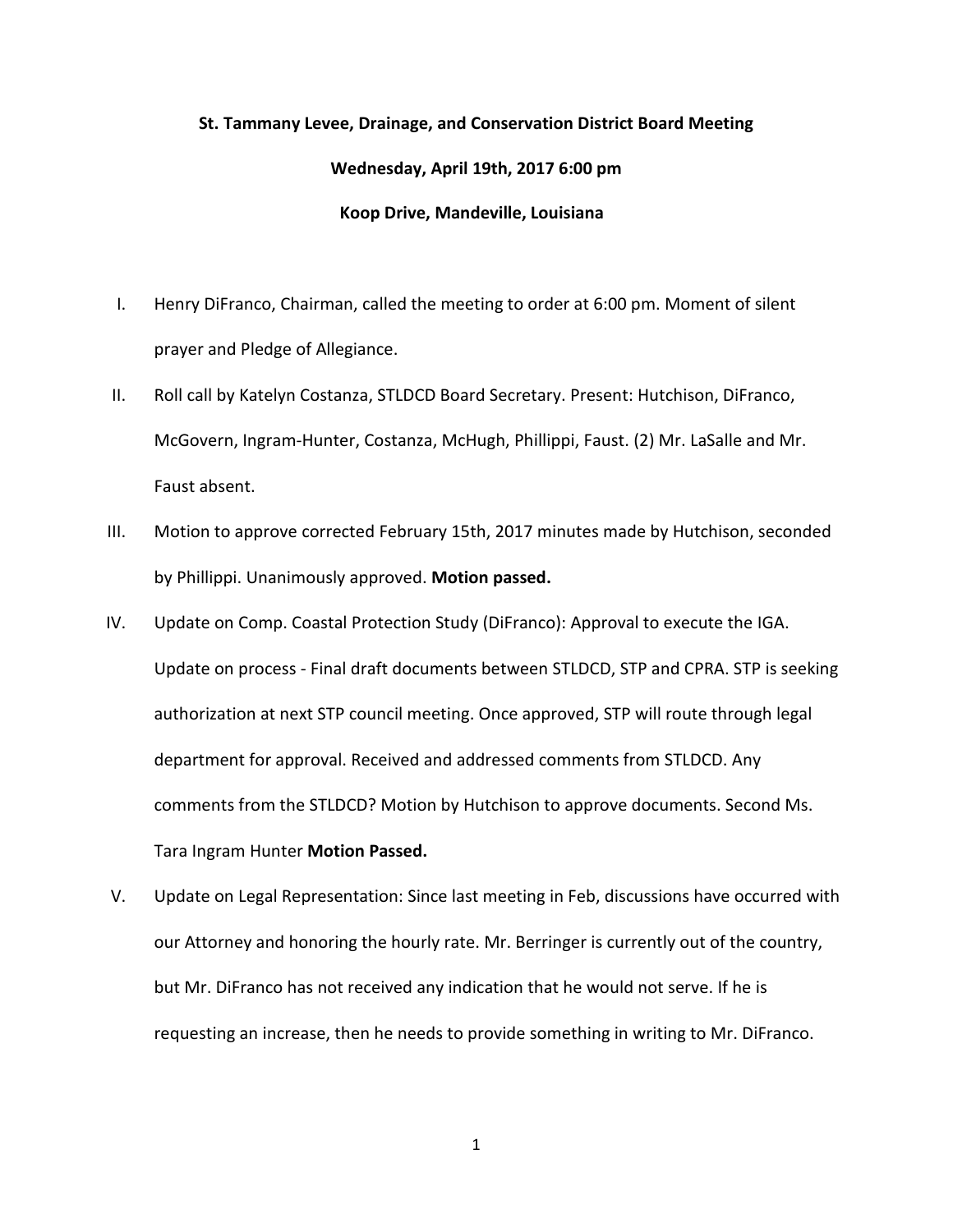**St. Tammany Levee, Drainage, and Conservation District Board Meeting**

**Wednesday, April 19th, 2017 6:00 pm**

**Koop Drive, Mandeville, Louisiana**

I. Henry DiFranco, Chairman, called the meeting to order at 6:00 pm. Moment of silent prayer and Pledge of Allegiance.

II. Roll call by Katelyn Costanza, STLDCD Board Secretary. Present: Hutchison, DiFranco, McGovern, Ingram-Hunter, Costanza, McHugh, Phillippi, Faust. (2) Mr. LaSalle and Mr. Faust absent.

III. Motion to approve corrected February 15th, 2017 minutes made by Hutchison, seconded by Phillippi. Unanimously approved. **Motion passed.**

IV. Update on Comp. Coastal Protection Study (DiFranco): Approval to execute the IGA. Update on process - Final draft documents between STLDCD, STP and CPRA. STP is seeking authorization at next STP council meeting. Once approved, STP will route through legal department for approval. Received and addressed comments from STLDCD. Any comments from the STLDCD? Motion by Hutchison to approve documents. Second Ms. Tara Ingram Hunter **Motion Passed.**

V. Update on Legal Representation: Since last meeting in Feb, discussions have occurred with our Attorney and honoring the hourly rate. Mr. Berringer is currently out of the country, but Mr. DiFranco has not received any indication that he would not serve. If he is requesting an increase, then he needs to provide something in writing to Mr. DiFranco.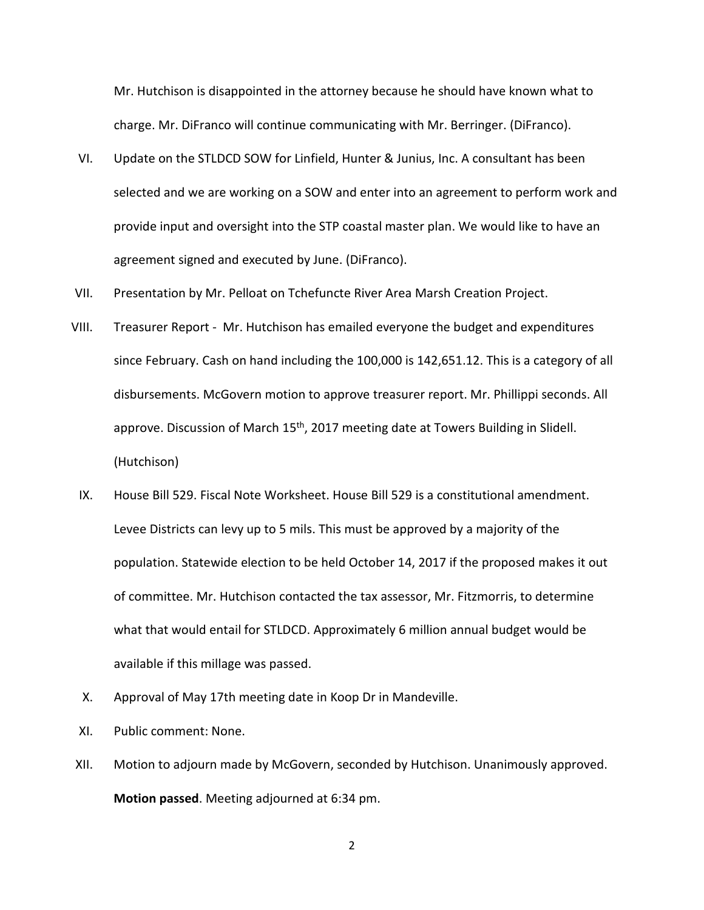Mr. Hutchison is disappointed in the attorney because he should have known what to charge. Mr. DiFranco will continue communicating with Mr. Berringer. (DiFranco).

VI. Update on the STLDCD SOW for Linfield, Hunter & Junius, Inc. A consultant has been selected and we are working on a SOW and enter into an agreement to perform work and provide input and oversight into the STP coastal master plan. We would like to have an agreement signed and executed by June. (DiFranco).

VII. Presentation by Mr. Pelloat on Tchefuncte River Area Marsh Creation Project.

VIII. Treasurer Report - Mr. Hutchison has emailed everyone the budget and expenditures since February. Cash on hand including the 100,000 is 142,651.12. This is a category of all disbursements. McGovern motion to approve treasurer report. Mr. Phillippi seconds. All approve. Discussion of March 15th, 2017 meeting date at Towers Building in Slidell. (Hutchison)

IX. House Bill 529. Fiscal Note Worksheet. House Bill 529 is a constitutional amendment. Levee Districts can levy up to 5 mils. This must be approved by a majority of the population. Statewide election to be held October 14, 2017 if the proposed makes it out of committee. Mr. Hutchison contacted the tax assessor, Mr. Fitzmorris, to determine what that would entail for STLDCD. Approximately 6 million annual budget would be available if this millage was passed.

X. Approval of May 17th meeting date in Koop Dr in Mandeville.

XI. Public comment: None.

XII. Motion to adjourn made by McGovern, seconded by Hutchison. Unanimously approved. **Motion passed**. Meeting adjourned at 6:34 pm.